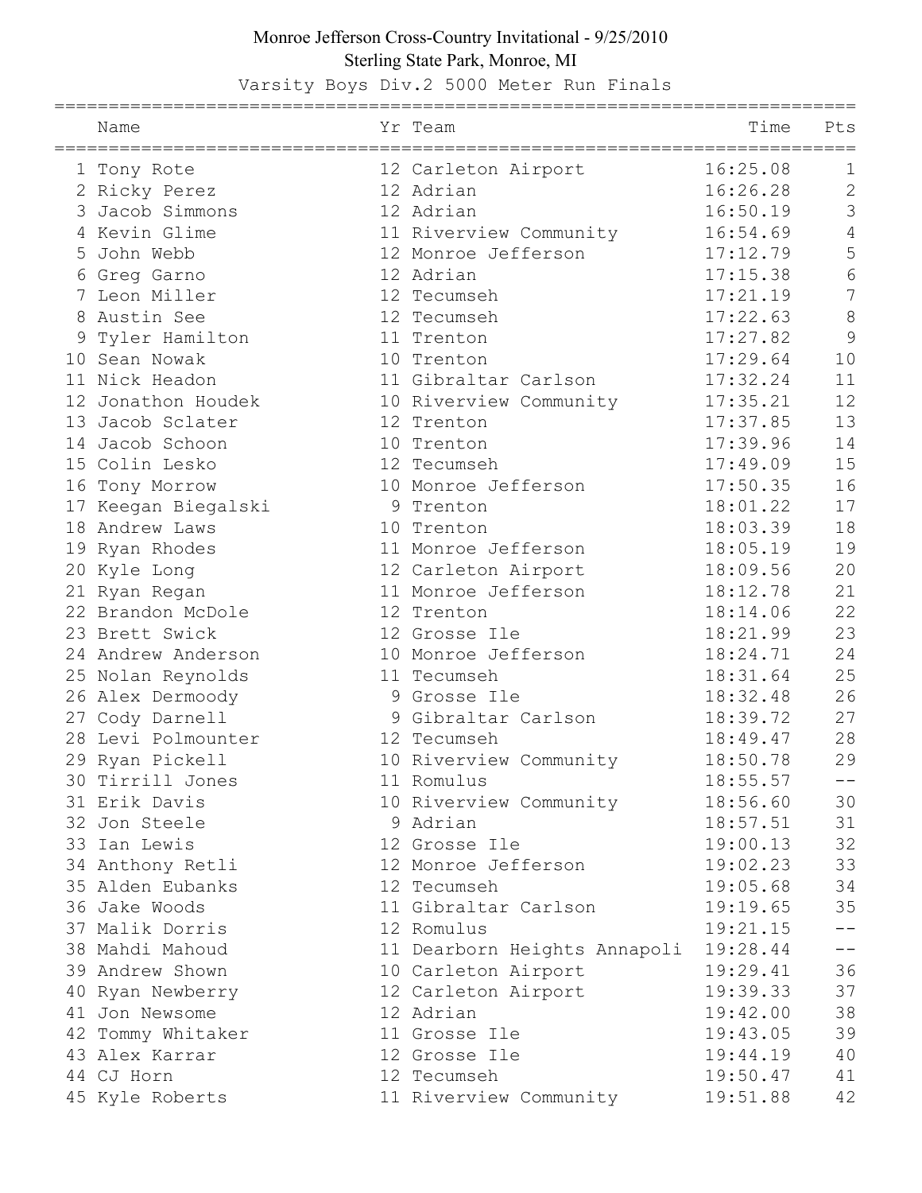# Monroe Jefferson Cross-Country Invitational - 9/25/2010

Sterling State Park, Monroe, MI

Varsity Boys Div.2 5000 Meter Run Finals

| | Name | Yr | Team | Time | Pts |
|---|---|---|---|---|---|
| 1 | Tony Rote | 12 | Carleton Airport | 16:25.08 | 1 |
| 2 | Ricky Perez | 12 | Adrian | 16:26.28 | 2 |
| 3 | Jacob Simmons | 12 | Adrian | 16:50.19 | 3 |
| 4 | Kevin Glime | 11 | Riverview Community | 16:54.69 | 4 |
| 5 | John Webb | 12 | Monroe Jefferson | 17:12.79 | 5 |
| 6 | Greg Garno | 12 | Adrian | 17:15.38 | 6 |
| 7 | Leon Miller | 12 | Tecumseh | 17:21.19 | 7 |
| 8 | Austin See | 12 | Tecumseh | 17:22.63 | 8 |
| 9 | Tyler Hamilton | 11 | Trenton | 17:27.82 | 9 |
| 10 | Sean Nowak | 10 | Trenton | 17:29.64 | 10 |
| 11 | Nick Headon | 11 | Gibraltar Carlson | 17:32.24 | 11 |
| 12 | Jonathon Houdek | 10 | Riverview Community | 17:35.21 | 12 |
| 13 | Jacob Sclater | 12 | Trenton | 17:37.85 | 13 |
| 14 | Jacob Schoon | 10 | Trenton | 17:39.96 | 14 |
| 15 | Colin Lesko | 12 | Tecumseh | 17:49.09 | 15 |
| 16 | Tony Morrow | 10 | Monroe Jefferson | 17:50.35 | 16 |
| 17 | Keegan Biegalski | 9 | Trenton | 18:01.22 | 17 |
| 18 | Andrew Laws | 10 | Trenton | 18:03.39 | 18 |
| 19 | Ryan Rhodes | 11 | Monroe Jefferson | 18:05.19 | 19 |
| 20 | Kyle Long | 12 | Carleton Airport | 18:09.56 | 20 |
| 21 | Ryan Regan | 11 | Monroe Jefferson | 18:12.78 | 21 |
| 22 | Brandon McDole | 12 | Trenton | 18:14.06 | 22 |
| 23 | Brett Swick | 12 | Grosse Ile | 18:21.99 | 23 |
| 24 | Andrew Anderson | 10 | Monroe Jefferson | 18:24.71 | 24 |
| 25 | Nolan Reynolds | 11 | Tecumseh | 18:31.64 | 25 |
| 26 | Alex Dermoody | 9 | Grosse Ile | 18:32.48 | 26 |
| 27 | Cody Darnell | 9 | Gibraltar Carlson | 18:39.72 | 27 |
| 28 | Levi Polmounter | 12 | Tecumseh | 18:49.47 | 28 |
| 29 | Ryan Pickell | 10 | Riverview Community | 18:50.78 | 29 |
| 30 | Tirrill Jones | 11 | Romulus | 18:55.57 | -- |
| 31 | Erik Davis | 10 | Riverview Community | 18:56.60 | 30 |
| 32 | Jon Steele | 9 | Adrian | 18:57.51 | 31 |
| 33 | Ian Lewis | 12 | Grosse Ile | 19:00.13 | 32 |
| 34 | Anthony Retli | 12 | Monroe Jefferson | 19:02.23 | 33 |
| 35 | Alden Eubanks | 12 | Tecumseh | 19:05.68 | 34 |
| 36 | Jake Woods | 11 | Gibraltar Carlson | 19:19.65 | 35 |
| 37 | Malik Dorris | 12 | Romulus | 19:21.15 | -- |
| 38 | Mahdi Mahoud | 11 | Dearborn Heights Annapoli | 19:28.44 | -- |
| 39 | Andrew Shown | 10 | Carleton Airport | 19:29.41 | 36 |
| 40 | Ryan Newberry | 12 | Carleton Airport | 19:39.33 | 37 |
| 41 | Jon Newsome | 12 | Adrian | 19:42.00 | 38 |
| 42 | Tommy Whitaker | 11 | Grosse Ile | 19:43.05 | 39 |
| 43 | Alex Karrar | 12 | Grosse Ile | 19:44.19 | 40 |
| 44 | CJ Horn | 12 | Tecumseh | 19:50.47 | 41 |
| 45 | Kyle Roberts | 11 | Riverview Community | 19:51.88 | 42 |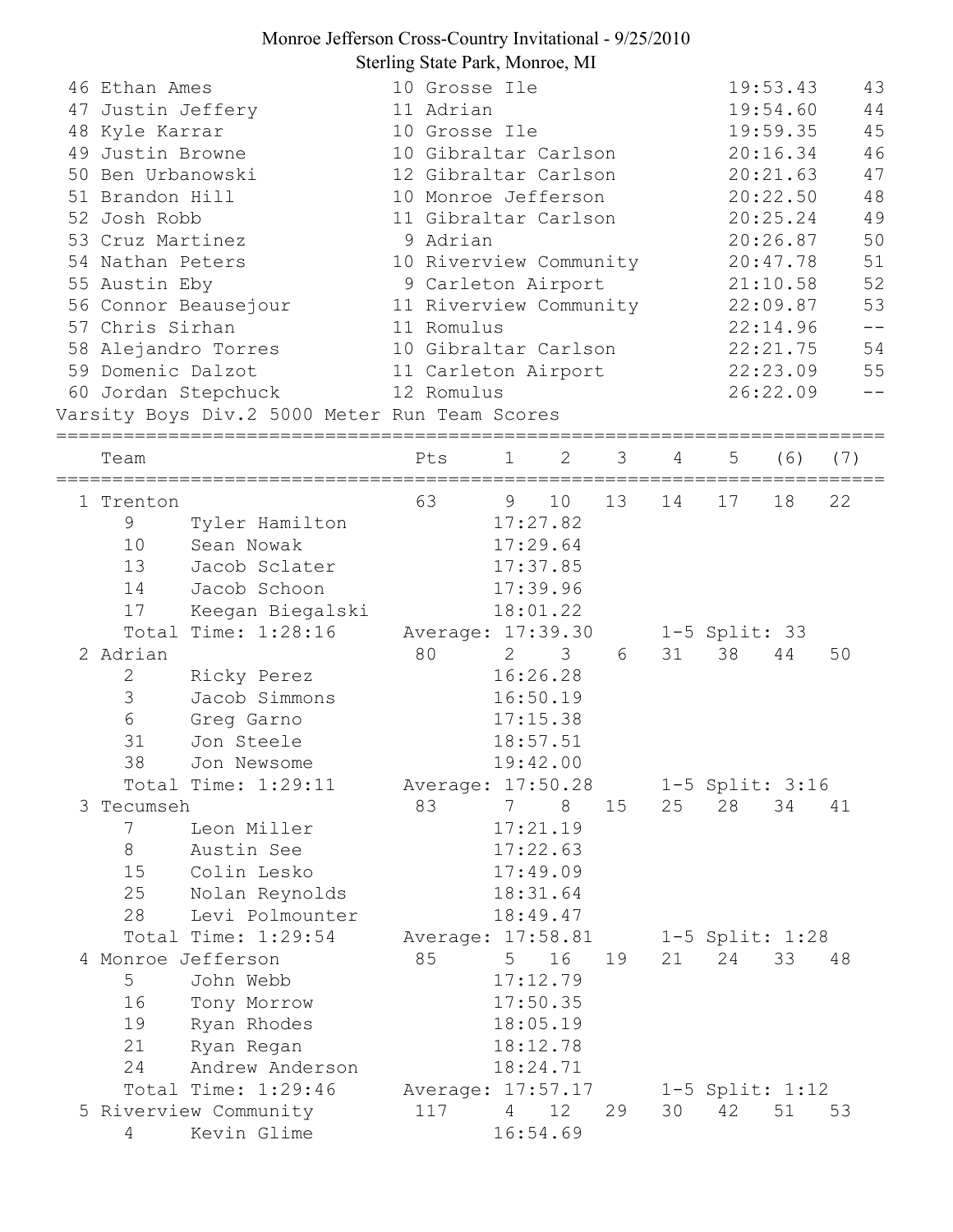# Monroe Jefferson Cross-Country Invitational - 9/25/2010
Sterling State Park, Monroe, MI

```
 46 Ethan Ames                 10 Grosse Ile                  19:53.43    43
 47 Justin Jeffery             11 Adrian                      19:54.60    44
 48 Kyle Karrar                10 Grosse Ile                  19:59.35    45
 49 Justin Browne              10 Gibraltar Carlson           20:16.34    46
 50 Ben Urbanowski             12 Gibraltar Carlson           20:21.63    47
 51 Brandon Hill               10 Monroe Jefferson            20:22.50    48
 52 Josh Robb                  11 Gibraltar Carlson           20:25.24    49
 53 Cruz Martinez               9 Adrian                      20:26.87    50
 54 Nathan Peters              10 Riverview Community         20:47.78    51
 55 Austin Eby                  9 Carleton Airport            21:10.58    52
 56 Connor Beausejour          11 Riverview Community         22:09.87    53
 57 Chris Sirhan               11 Romulus                     22:14.96    --
 58 Alejandro Torres           10 Gibraltar Carlson           22:21.75    54
 59 Domenic Dalzot             11 Carleton Airport            22:23.09    55
 60 Jordan Stepchuck           12 Romulus                     26:22.09    --
Varsity Boys Div.2 5000 Meter Run Team Scores
================================================================================
   Team                       Pts    1    2    3    4    5   (6)  (7)
================================================================================
 1 Trenton                    63      9   10   13   14   17   18   22
     9     Tyler Hamilton            17:27.82
     10    Sean Nowak                17:29.64
     13    Jacob Sclater             17:37.85
     14    Jacob Schoon              17:39.96
     17    Keegan Biegalski          18:01.22
     Total Time: 1:28:16      Average: 17:39.30      1-5 Split: 33
 2 Adrian                     80      2    3    6   31   38   44   50
     2     Ricky Perez               16:26.28
     3     Jacob Simmons             16:50.19
     6     Greg Garno                17:15.38
     31    Jon Steele                18:57.51
     38    Jon Newsome               19:42.00
     Total Time: 1:29:11      Average: 17:50.28      1-5 Split: 3:16
 3 Tecumseh                   83      7    8   15   25   28   34   41
     7     Leon Miller               17:21.19
     8     Austin See                17:22.63
     15    Colin Lesko               17:49.09
     25    Nolan Reynolds            18:31.64
     28    Levi Polmounter           18:49.47
     Total Time: 1:29:54      Average: 17:58.81      1-5 Split: 1:28
 4 Monroe Jefferson           85      5   16   19   21   24   33   48
     5     John Webb                 17:12.79
     16    Tony Morrow               17:50.35
     19    Ryan Rhodes               18:05.19
     21    Ryan Regan                18:12.78
     24    Andrew Anderson           18:24.71
     Total Time: 1:29:46      Average: 17:57.17      1-5 Split: 1:12
 5 Riverview Community        117     4   12   29   30   42   51   53
     4     Kevin Glime               16:54.69
```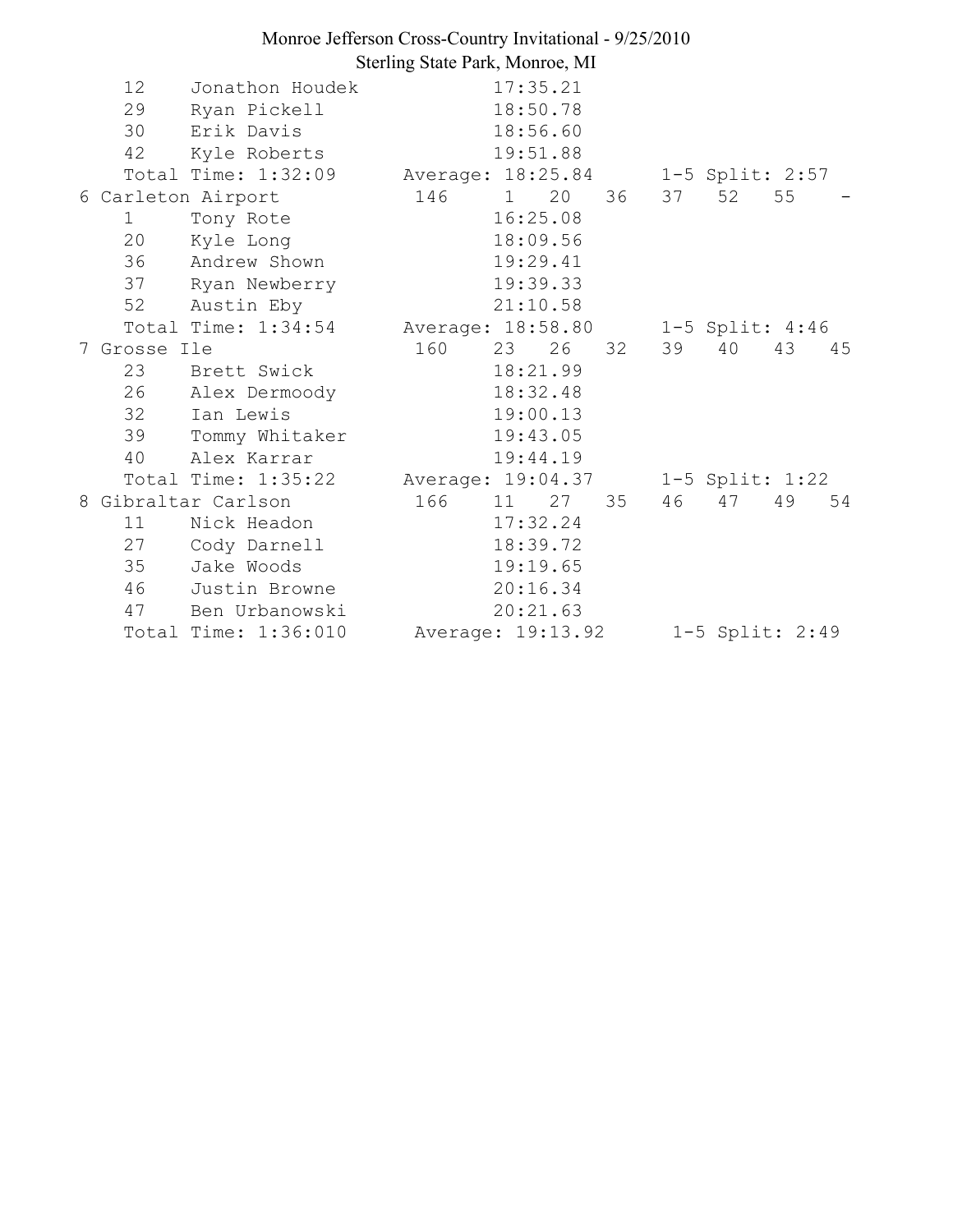Monroe Jefferson Cross-Country Invitational - 9/25/2010
Sterling State Park, Monroe, MI

```
   12    Jonathon Houdek          17:35.21
   29    Ryan Pickell             18:50.78
   30    Erik Davis               18:56.60
   42    Kyle Roberts             19:51.88
   Total Time: 1:32:09      Average: 18:25.84      1-5 Split: 2:57
6 Carleton Airport          146    1   20   36   37   52   55    -
   1     Tony Rote                16:25.08
   20    Kyle Long                18:09.56
   36    Andrew Shown             19:29.41
   37    Ryan Newberry            19:39.33
   52    Austin Eby               21:10.58
   Total Time: 1:34:54      Average: 18:58.80      1-5 Split: 4:46
7 Grosse Ile                160    23   26   32   39   40   43   45
   23    Brett Swick              18:21.99
   26    Alex Dermoody            18:32.48
   32    Ian Lewis                19:00.13
   39    Tommy Whitaker           19:43.05
   40    Alex Karrar              19:44.19
   Total Time: 1:35:22      Average: 19:04.37      1-5 Split: 1:22
8 Gibraltar Carlson         166    11   27   35   46   47   49   54
   11    Nick Headon              17:32.24
   27    Cody Darnell             18:39.72
   35    Jake Woods               19:19.65
   46    Justin Browne            20:16.34
   47    Ben Urbanowski           20:21.63
   Total Time: 1:36:010      Average: 19:13.92      1-5 Split: 2:49
```